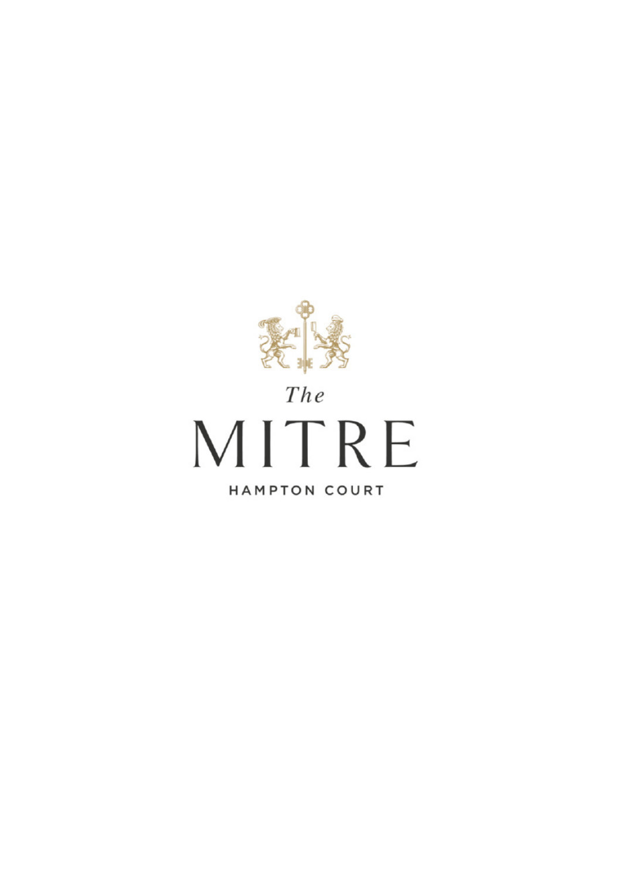*The*

# MITRE

HAMPTON COURT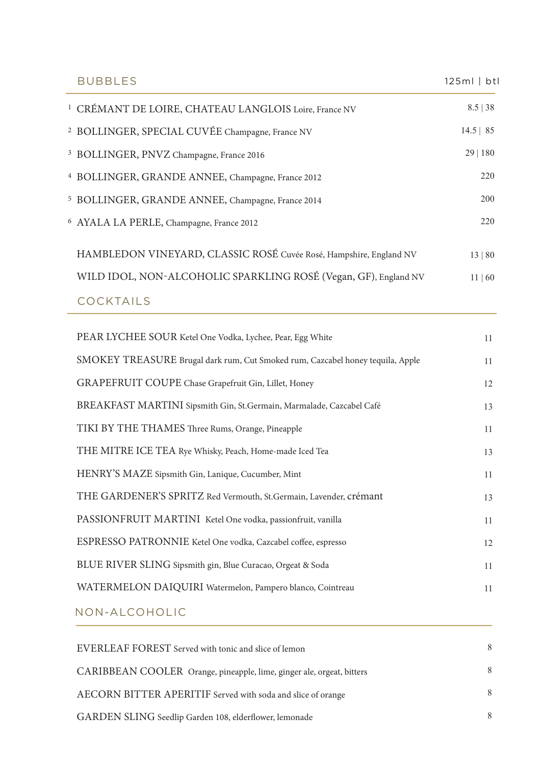## BUBBLES

| | 125ml \| btl |
|---|---|
| 1 CRÉMANT DE LOIRE, CHATEAU LANGLOIS Loire, France NV | 8.5 \| 38 |
| 2 BOLLINGER, SPECIAL CUVÉE Champagne, France NV | 14.5 \| 85 |
| 3 BOLLINGER, PNVZ Champagne, France 2016 | 29 \| 180 |
| 4 BOLLINGER, GRANDE ANNEE, Champagne, France 2012 | 220 |
| 5 BOLLINGER, GRANDE ANNEE, Champagne, France 2014 | 200 |
| 6 AYALA LA PERLE, Champagne, France 2012 | 220 |
| HAMBLEDON VINEYARD, CLASSIC ROSÉ Cuvée Rosé, Hampshire, England NV | 13 \| 80 |
| WILD IDOL, NON-ALCOHOLIC SPARKLING ROSÉ (Vegan, GF), England NV | 11 \| 60 |

## COCKTAILS

| | |
|---|---|
| PEAR LYCHEE SOUR Ketel One Vodka, Lychee, Pear, Egg White | 11 |
| SMOKEY TREASURE Brugal dark rum, Cut Smoked rum, Cazcabel honey tequila, Apple | 11 |
| GRAPEFRUIT COUPE Chase Grapefruit Gin, Lillet, Honey | 12 |
| BREAKFAST MARTINI Sipsmith Gin, St.Germain, Marmalade, Cazcabel Café | 13 |
| TIKI BY THE THAMES Three Rums, Orange, Pineapple | 11 |
| THE MITRE ICE TEA Rye Whisky, Peach, Home-made Iced Tea | 13 |
| HENRY'S MAZE Sipsmith Gin, Lanique, Cucumber, Mint | 11 |
| THE GARDENER'S SPRITZ Red Vermouth, St.Germain, Lavender, crémant | 13 |
| PASSIONFRUIT MARTINI Ketel One vodka, passionfruit, vanilla | 11 |
| ESPRESSO PATRONNIE Ketel One vodka, Cazcabel coffee, espresso | 12 |
| BLUE RIVER SLING Sipsmith gin, Blue Curacao, Orgeat & Soda | 11 |
| WATERMELON DAIQUIRI Watermelon, Pampero blanco, Cointreau | 11 |

## NON-ALCOHOLIC

| | |
|---|---|
| EVERLEAF FOREST Served with tonic and slice of lemon | 8 |
| CARIBBEAN COOLER Orange, pineapple, lime, ginger ale, orgeat, bitters | 8 |
| AECORN BITTER APERITIF Served with soda and slice of orange | 8 |
| GARDEN SLING Seedlip Garden 108, elderflower, lemonade | 8 |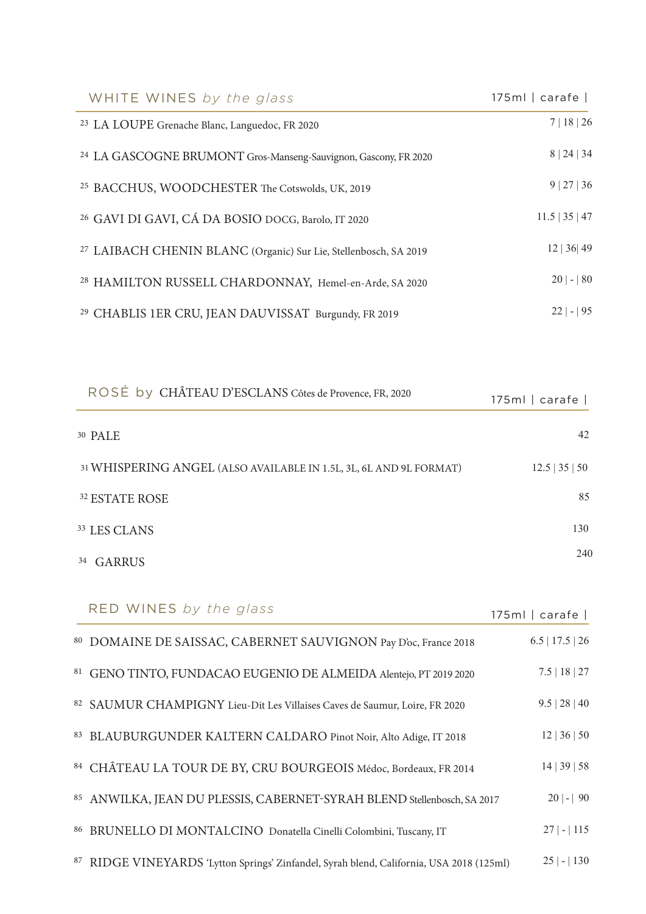## WHITE WINES *by the glass*

| | 175ml \| carafe \| |
|---|---|
| 23 LA LOUPE Grenache Blanc, Languedoc, FR 2020 | 7 \| 18 \| 26 |
| 24 LA GASCOGNE BRUMONT Gros-Manseng-Sauvignon, Gascony, FR 2020 | 8 \| 24 \| 34 |
| 25 BACCHUS, WOODCHESTER The Cotswolds, UK, 2019 | 9 \| 27 \| 36 |
| 26 GAVI DI GAVI, CÁ DA BOSIO DOCG, Barolo, IT 2020 | 11.5 \| 35 \| 47 |
| 27 LAIBACH CHENIN BLANC (Organic) Sur Lie, Stellenbosch, SA 2019 | 12 \| 36\| 49 |
| 28 HAMILTON RUSSELL CHARDONNAY, Hemel-en-Arde, SA 2020 | 20 \| - \| 80 |
| 29 CHABLIS 1ER CRU, JEAN DAUVISSAT Burgundy, FR 2019 | 22 \| - \| 95 |

## ROSÉ by CHÂTEAU D'ESCLANS Côtes de Provence, FR, 2020

| | 175ml \| carafe \| |
|---|---|
| 30 PALE | 42 |
| 31 WHISPERING ANGEL (ALSO AVAILABLE IN 1.5L, 3L, 6L AND 9L FORMAT) | 12.5 \| 35 \| 50 |
| 32 ESTATE ROSE | 85 |
| 33 LES CLANS | 130 |
| 34 GARRUS | 240 |

## RED WINES *by the glass*

| | 175ml \| carafe \| |
|---|---|
| 80 DOMAINE DE SAISSAC, CABERNET SAUVIGNON Pay D'oc, France 2018 | 6.5 \| 17.5 \| 26 |
| 81 GENO TINTO, FUNDACAO EUGENIO DE ALMEIDA Alentejo, PT 2019 2020 | 7.5 \| 18 \| 27 |
| 82 SAUMUR CHAMPIGNY Lieu-Dit Les Villaises Caves de Saumur, Loire, FR 2020 | 9.5 \| 28 \| 40 |
| 83 BLAUBURGUNDER KALTERN CALDARO Pinot Noir, Alto Adige, IT 2018 | 12 \| 36 \| 50 |
| 84 CHÂTEAU LA TOUR DE BY, CRU BOURGEOIS Médoc, Bordeaux, FR 2014 | 14 \| 39 \| 58 |
| 85 ANWILKA, JEAN DU PLESSIS, CABERNET-SYRAH BLEND Stellenbosch, SA 2017 | 20 \| - \| 90 |
| 86 BRUNELLO DI MONTALCINO Donatella Cinelli Colombini, Tuscany, IT | 27 \| - \| 115 |
| 87 RIDGE VINEYARDS 'Lytton Springs' Zinfandel, Syrah blend, California, USA 2018 (125ml) | 25 \| - \| 130 |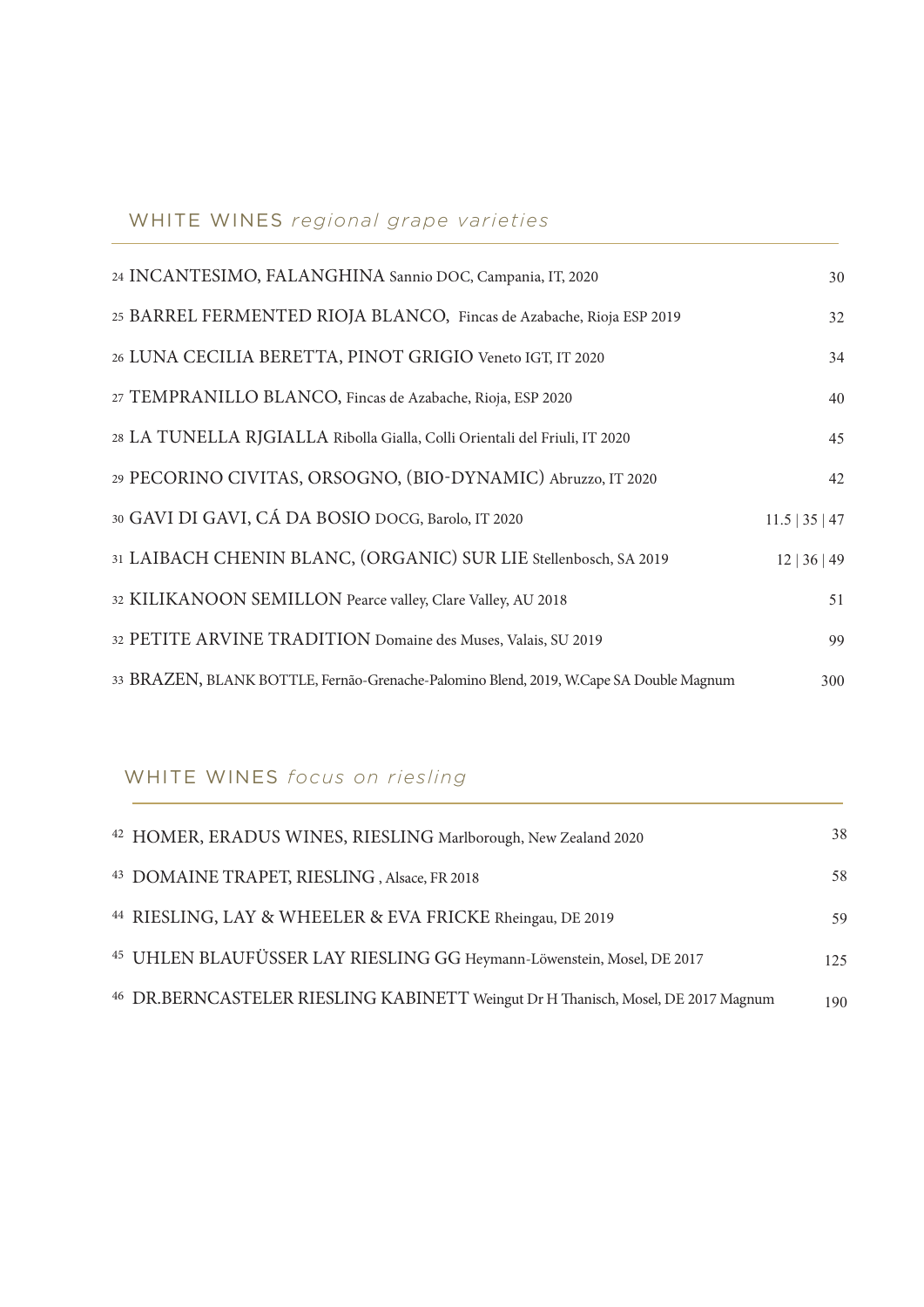## WHITE WINES *regional grape varieties*

| | | |
|---|---|---|
| 24 | INCANTESIMO, FALANGHINA Sannio DOC, Campania, IT, 2020 | 30 |
| 25 | BARREL FERMENTED RIOJA BLANCO, Fincas de Azabache, Rioja ESP 2019 | 32 |
| 26 | LUNA CECILIA BERETTA, PINOT GRIGIO Veneto IGT, IT 2020 | 34 |
| 27 | TEMPRANILLO BLANCO, Fincas de Azabache, Rioja, ESP 2020 | 40 |
| 28 | LA TUNELLA RJGIALLA Ribolla Gialla, Colli Orientali del Friuli, IT 2020 | 45 |
| 29 | PECORINO CIVITAS, ORSOGNO, (BIO-DYNAMIC) Abruzzo, IT 2020 | 42 |
| 30 | GAVI DI GAVI, CÁ DA BOSIO DOCG, Barolo, IT 2020 | 11.5 \| 35 \| 47 |
| 31 | LAIBACH CHENIN BLANC, (ORGANIC) SUR LIE Stellenbosch, SA 2019 | 12 \| 36 \| 49 |
| 32 | KILIKANOON SEMILLON Pearce valley, Clare Valley, AU 2018 | 51 |
| 32 | PETITE ARVINE TRADITION Domaine des Muses, Valais, SU 2019 | 99 |
| 33 | BRAZEN, BLANK BOTTLE, Fernão-Grenache-Palomino Blend, 2019, W.Cape SA Double Magnum | 300 |

## WHITE WINES *focus on riesling*

| | | |
|---|---|---|
| 42 | HOMER, ERADUS WINES, RIESLING Marlborough, New Zealand 2020 | 38 |
| 43 | DOMAINE TRAPET, RIESLING , Alsace, FR 2018 | 58 |
| 44 | RIESLING, LAY & WHEELER & EVA FRICKE Rheingau, DE 2019 | 59 |
| 45 | UHLEN BLAUFÜSSER LAY RIESLING GG Heymann-Löwenstein, Mosel, DE 2017 | 125 |
| 46 | DR.BERNCASTELER RIESLING KABINETT Weingut Dr H Thanisch, Mosel, DE 2017 Magnum | 190 |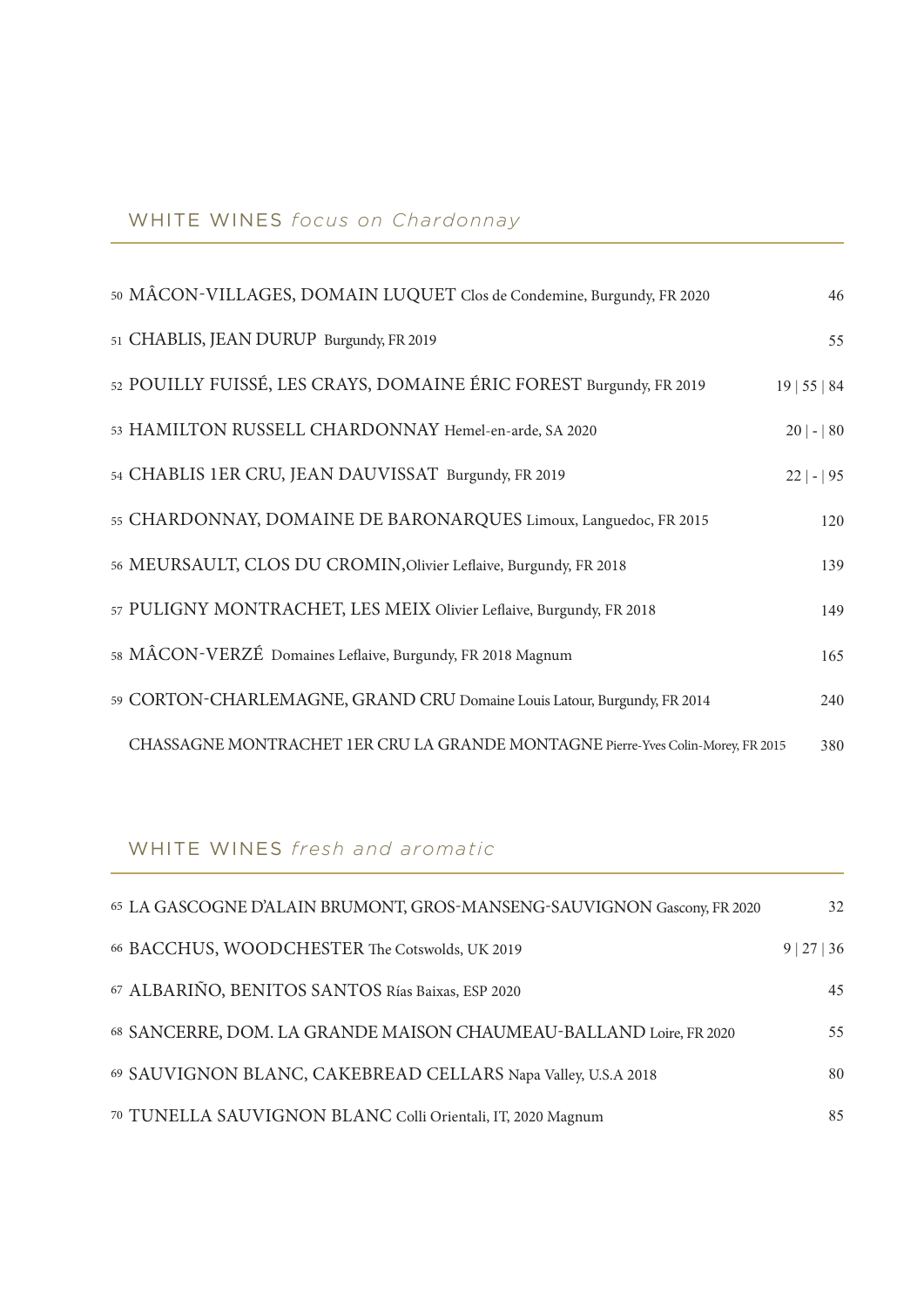## WHITE WINES *focus on Chardonnay*

| | Wine | Price |
|---|---|---|
| 50 | MÂCON-VILLAGES, DOMAIN LUQUET Clos de Condemine, Burgundy, FR 2020 | 46 |
| 51 | CHABLIS, JEAN DURUP Burgundy, FR 2019 | 55 |
| 52 | POUILLY FUISSÉ, LES CRAYS, DOMAINE ÉRIC FOREST Burgundy, FR 2019 | 19 \| 55 \| 84 |
| 53 | HAMILTON RUSSELL CHARDONNAY Hemel-en-arde, SA 2020 | 20 \| - \| 80 |
| 54 | CHABLIS 1ER CRU, JEAN DAUVISSAT Burgundy, FR 2019 | 22 \| - \| 95 |
| 55 | CHARDONNAY, DOMAINE DE BARONARQUES Limoux, Languedoc, FR 2015 | 120 |
| 56 | MEURSAULT, CLOS DU CROMIN, Olivier Leflaive, Burgundy, FR 2018 | 139 |
| 57 | PULIGNY MONTRACHET, LES MEIX Olivier Leflaive, Burgundy, FR 2018 | 149 |
| 58 | MÂCON-VERZÉ Domaines Leflaive, Burgundy, FR 2018 Magnum | 165 |
| 59 | CORTON-CHARLEMAGNE, GRAND CRU Domaine Louis Latour, Burgundy, FR 2014 | 240 |
| | CHASSAGNE MONTRACHET 1ER CRU LA GRANDE MONTAGNE Pierre-Yves Colin-Morey, FR 2015 | 380 |

## WHITE WINES *fresh and aromatic*

| | Wine | Price |
|---|---|---|
| 65 | LA GASCOGNE D'ALAIN BRUMONT, GROS-MANSENG-SAUVIGNON Gascony, FR 2020 | 32 |
| 66 | BACCHUS, WOODCHESTER The Cotswolds, UK 2019 | 9 \| 27 \| 36 |
| 67 | ALBARIÑO, BENITOS SANTOS Rías Baixas, ESP 2020 | 45 |
| 68 | SANCERRE, DOM. LA GRANDE MAISON CHAUMEAU-BALLAND Loire, FR 2020 | 55 |
| 69 | SAUVIGNON BLANC, CAKEBREAD CELLARS Napa Valley, U.S.A 2018 | 80 |
| 70 | TUNELLA SAUVIGNON BLANC Colli Orientali, IT, 2020 Magnum | 85 |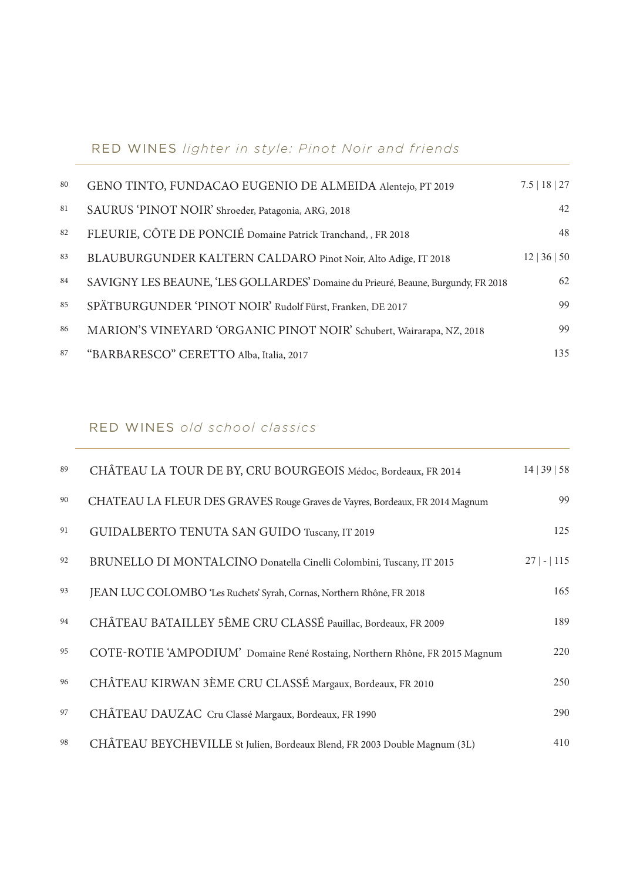## RED WINES *lighter in style: Pinot Noir and friends*

| | | |
|---|---|---|
| 80 | GENO TINTO, FUNDACAO EUGENIO DE ALMEIDA Alentejo, PT 2019 | 7.5 \| 18 \| 27 |
| 81 | SAURUS 'PINOT NOIR' Shroeder, Patagonia, ARG, 2018 | 42 |
| 82 | FLEURIE, CÔTE DE PONCIÉ Domaine Patrick Tranchand, , FR 2018 | 48 |
| 83 | BLAUBURGUNDER KALTERN CALDARO Pinot Noir, Alto Adige, IT 2018 | 12 \| 36 \| 50 |
| 84 | SAVIGNY LES BEAUNE, 'LES GOLLARDES' Domaine du Prieuré, Beaune, Burgundy, FR 2018 | 62 |
| 85 | SPÄTBURGUNDER 'PINOT NOIR' Rudolf Fürst, Franken, DE 2017 | 99 |
| 86 | MARION'S VINEYARD 'ORGANIC PINOT NOIR' Schubert, Wairarapa, NZ, 2018 | 99 |
| 87 | "BARBARESCO" CERETTO Alba, Italia, 2017 | 135 |

## RED WINES *old school classics*

| | | |
|---|---|---|
| 89 | CHÂTEAU LA TOUR DE BY, CRU BOURGEOIS Médoc, Bordeaux, FR 2014 | 14 \| 39 \| 58 |
| 90 | CHATEAU LA FLEUR DES GRAVES Rouge Graves de Vayres, Bordeaux, FR 2014 Magnum | 99 |
| 91 | GUIDALBERTO TENUTA SAN GUIDO Tuscany, IT 2019 | 125 |
| 92 | BRUNELLO DI MONTALCINO Donatella Cinelli Colombini, Tuscany, IT 2015 | 27 \| - \| 115 |
| 93 | JEAN LUC COLOMBO 'Les Ruchets' Syrah, Cornas, Northern Rhône, FR 2018 | 165 |
| 94 | CHÂTEAU BATAILLEY 5ÈME CRU CLASSÉ Pauillac, Bordeaux, FR 2009 | 189 |
| 95 | COTE-ROTIE 'AMPODIUM' Domaine René Rostaing, Northern Rhône, FR 2015 Magnum | 220 |
| 96 | CHÂTEAU KIRWAN 3ÈME CRU CLASSÉ Margaux, Bordeaux, FR 2010 | 250 |
| 97 | CHÂTEAU DAUZAC Cru Classé Margaux, Bordeaux, FR 1990 | 290 |
| 98 | CHÂTEAU BEYCHEVILLE St Julien, Bordeaux Blend, FR 2003 Double Magnum (3L) | 410 |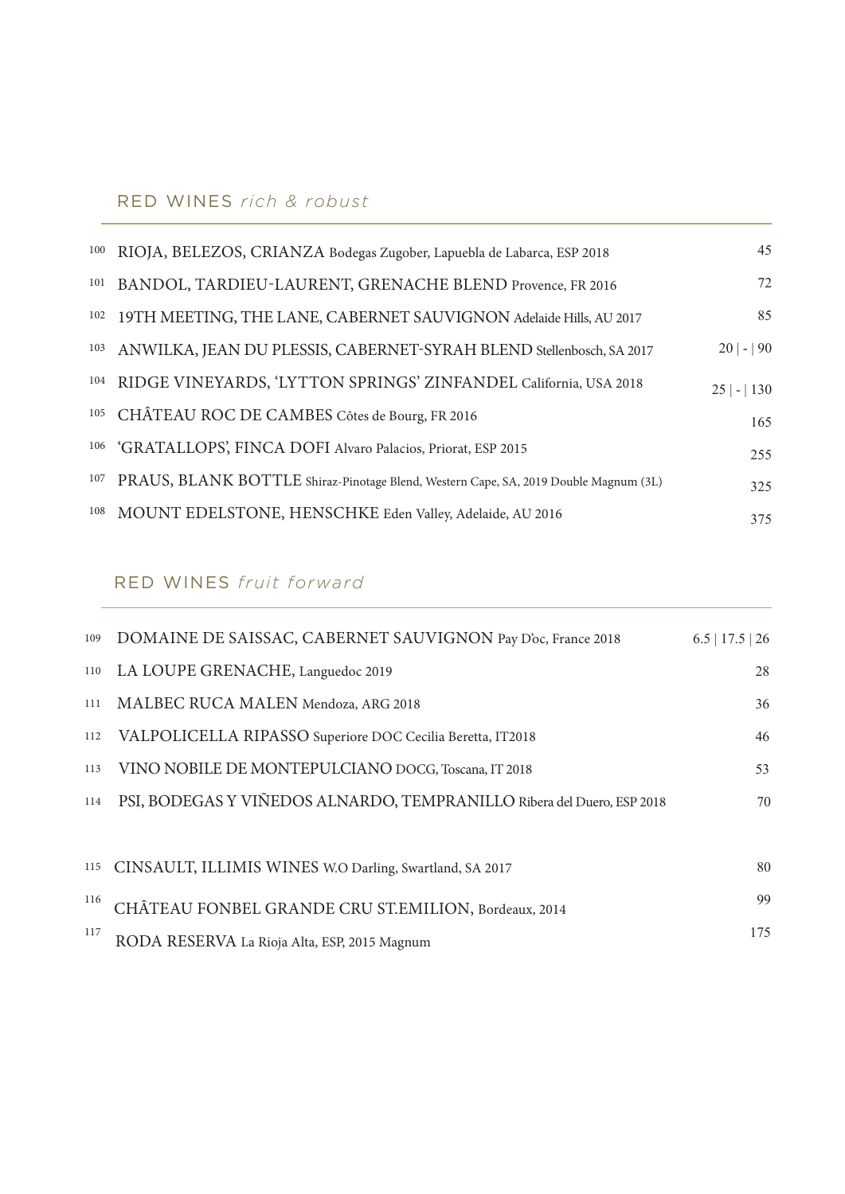## RED WINES *rich & robust*

| | | |
|---|---|---|
| 100 | RIOJA, BELEZOS, CRIANZA Bodegas Zugober, Lapuebla de Labarca, ESP 2018 | 45 |
| 101 | BANDOL, TARDIEU-LAURENT, GRENACHE BLEND Provence, FR 2016 | 72 |
| 102 | 19TH MEETING, THE LANE, CABERNET SAUVIGNON Adelaide Hills, AU 2017 | 85 |
| 103 | ANWILKA, JEAN DU PLESSIS, CABERNET-SYRAH BLEND Stellenbosch, SA 2017 | 20 \| - \| 90 |
| 104 | RIDGE VINEYARDS, 'LYTTON SPRINGS' ZINFANDEL California, USA 2018 | 25 \| - \| 130 |
| 105 | CHÂTEAU ROC DE CAMBES Côtes de Bourg, FR 2016 | 165 |
| 106 | 'GRATALLOPS', FINCA DOFI Alvaro Palacios, Priorat, ESP 2015 | 255 |
| 107 | PRAUS, BLANK BOTTLE Shiraz-Pinotage Blend, Western Cape, SA, 2019 Double Magnum (3L) | 325 |
| 108 | MOUNT EDELSTONE, HENSCHKE Eden Valley, Adelaide, AU 2016 | 375 |

## RED WINES *fruit forward*

| | | |
|---|---|---|
| 109 | DOMAINE DE SAISSAC, CABERNET SAUVIGNON Pay D'oc, France 2018 | 6.5 \| 17.5 \| 26 |
| 110 | LA LOUPE GRENACHE, Languedoc 2019 | 28 |
| 111 | MALBEC RUCA MALEN Mendoza, ARG 2018 | 36 |
| 112 | VALPOLICELLA RIPASSO Superiore DOC Cecilia Beretta, IT2018 | 46 |
| 113 | VINO NOBILE DE MONTEPULCIANO DOCG, Toscana, IT 2018 | 53 |
| 114 | PSI, BODEGAS Y VIÑEDOS ALNARDO, TEMPRANILLO Ribera del Duero, ESP 2018 | 70 |
| 115 | CINSAULT, ILLIMIS WINES W.O Darling, Swartland, SA 2017 | 80 |
| 116 | CHÂTEAU FONBEL GRANDE CRU ST.EMILION, Bordeaux, 2014 | 99 |
| 117 | RODA RESERVA La Rioja Alta, ESP, 2015 Magnum | 175 |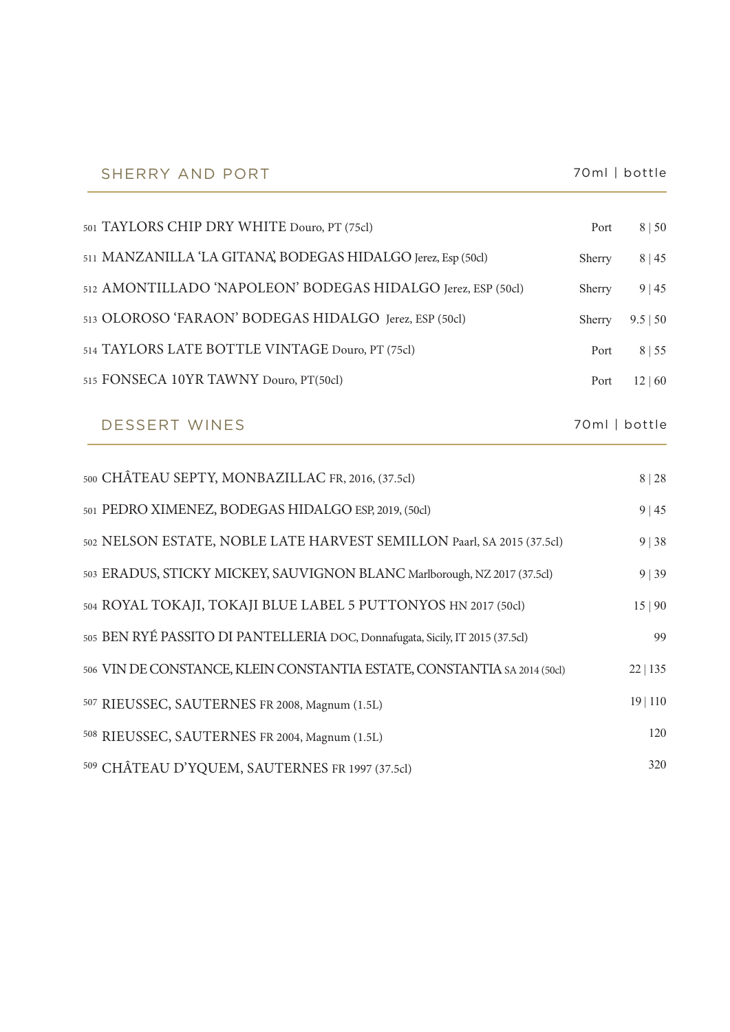## SHERRY AND PORT

| | | 70ml \| bottle |
|---|---|---|
| 501 TAYLORS CHIP DRY WHITE Douro, PT (75cl) | Port | 8 \| 50 |
| 511 MANZANILLA 'LA GITANA', BODEGAS HIDALGO Jerez, Esp (50cl) | Sherry | 8 \| 45 |
| 512 AMONTILLADO 'NAPOLEON' BODEGAS HIDALGO Jerez, ESP (50cl) | Sherry | 9 \| 45 |
| 513 OLOROSO 'FARAON' BODEGAS HIDALGO Jerez, ESP (50cl) | Sherry | 9.5 \| 50 |
| 514 TAYLORS LATE BOTTLE VINTAGE Douro, PT (75cl) | Port | 8 \| 55 |
| 515 FONSECA 10YR TAWNY Douro, PT(50cl) | Port | 12 \| 60 |

## DESSERT WINES

| | 70ml \| bottle |
|---|---|
| 500 CHÂTEAU SEPTY, MONBAZILLAC FR, 2016, (37.5cl) | 8 \| 28 |
| 501 PEDRO XIMENEZ, BODEGAS HIDALGO ESP, 2019, (50cl) | 9 \| 45 |
| 502 NELSON ESTATE, NOBLE LATE HARVEST SEMILLON Paarl, SA 2015 (37.5cl) | 9 \| 38 |
| 503 ERADUS, STICKY MICKEY, SAUVIGNON BLANC Marlborough, NZ 2017 (37.5cl) | 9 \| 39 |
| 504 ROYAL TOKAJI, TOKAJI BLUE LABEL 5 PUTTONYOS HN 2017 (50cl) | 15 \| 90 |
| 505 BEN RYÉ PASSITO DI PANTELLERIA DOC, Donnafugata, Sicily, IT 2015 (37.5cl) | 99 |
| 506 VIN DE CONSTANCE, KLEIN CONSTANTIA ESTATE, CONSTANTIA SA 2014 (50cl) | 22 \| 135 |
| 507 RIEUSSEC, SAUTERNES FR 2008, Magnum (1.5L) | 19 \| 110 |
| 508 RIEUSSEC, SAUTERNES FR 2004, Magnum (1.5L) | 120 |
| 509 CHÂTEAU D'YQUEM, SAUTERNES FR 1997 (37.5cl) | 320 |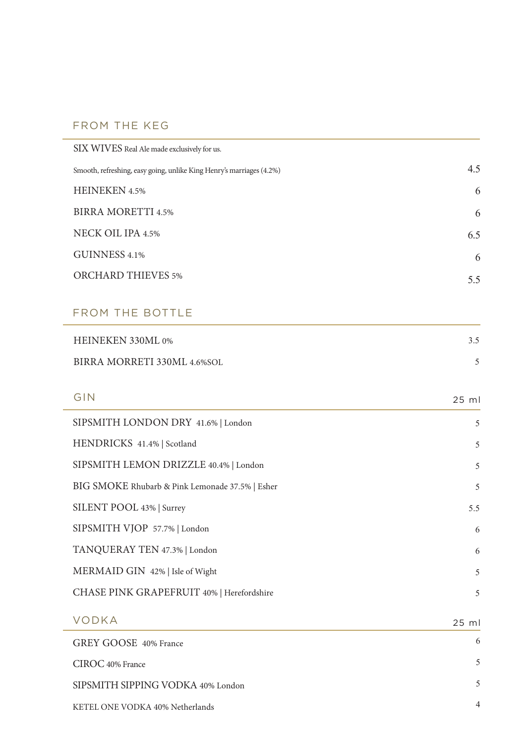## FROM THE KEG

| | |
|---|---|
| SIX WIVES Real Ale made exclusively for us. | |
| Smooth, refreshing, easy going, unlike King Henry's marriages (4.2%) | 4.5 |
| HEINEKEN 4.5% | 6 |
| BIRRA MORETTI 4.5% | 6 |
| NECK OIL IPA 4.5% | 6.5 |
| GUINNESS 4.1% | 6 |
| ORCHARD THIEVES 5% | 5.5 |

## FROM THE BOTTLE

| | |
|---|---|
| HEINEKEN 330ML 0% | 3.5 |
| BIRRA MORRETI 330ML 4.6%SOL | 5 |

## GIN

| | 25 ml |
|---|---|
| SIPSMITH LONDON DRY 41.6% \| London | 5 |
| HENDRICKS 41.4% \| Scotland | 5 |
| SIPSMITH LEMON DRIZZLE 40.4% \| London | 5 |
| BIG SMOKE Rhubarb & Pink Lemonade 37.5% \| Esher | 5 |
| SILENT POOL 43% \| Surrey | 5.5 |
| SIPSMITH VJOP 57.7% \| London | 6 |
| TANQUERAY TEN 47.3% \| London | 6 |
| MERMAID GIN 42% \| Isle of Wight | 5 |
| CHASE PINK GRAPEFRUIT 40% \| Herefordshire | 5 |

## VODKA

| | 25 ml |
|---|---|
| GREY GOOSE 40% France | 6 |
| CIROC 40% France | 5 |
| SIPSMITH SIPPING VODKA 40% London | 5 |
| KETEL ONE VODKA 40% Netherlands | 4 |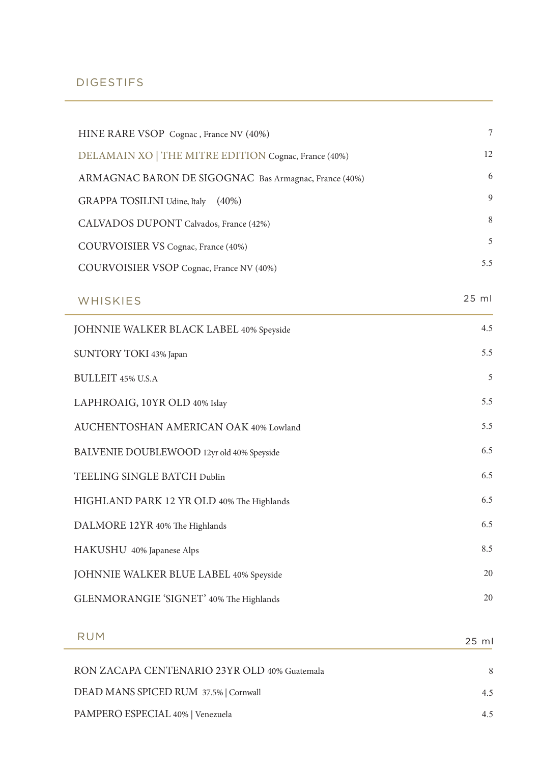## DIGESTIFS

| | |
|---|---|
| HINE RARE VSOP Cognac , France NV (40%) | 7 |
| DELAMAIN XO \| THE MITRE EDITION Cognac, France (40%) | 12 |
| ARMAGNAC BARON DE SIGOGNAC Bas Armagnac, France (40%) | 6 |
| GRAPPA TOSILINI Udine, Italy (40%) | 9 |
| CALVADOS DUPONT Calvados, France (42%) | 8 |
| COURVOISIER VS Cognac, France (40%) | 5 |
| COURVOISIER VSOP Cognac, France NV (40%) | 5.5 |

## WHISKIES

| | 25 ml |
|---|---|
| JOHNNIE WALKER BLACK LABEL 40% Speyside | 4.5 |
| SUNTORY TOKI 43% Japan | 5.5 |
| BULLEIT 45% U.S.A | 5 |
| LAPHROAIG, 10YR OLD 40% Islay | 5.5 |
| AUCHENTOSHAN AMERICAN OAK 40% Lowland | 5.5 |
| BALVENIE DOUBLEWOOD 12yr old 40% Speyside | 6.5 |
| TEELING SINGLE BATCH Dublin | 6.5 |
| HIGHLAND PARK 12 YR OLD 40% The Highlands | 6.5 |
| DALMORE 12YR 40% The Highlands | 6.5 |
| HAKUSHU 40% Japanese Alps | 8.5 |
| JOHNNIE WALKER BLUE LABEL 40% Speyside | 20 |
| GLENMORANGIE 'SIGNET' 40% The Highlands | 20 |

## RUM

| | 25 ml |
|---|---|
| RON ZACAPA CENTENARIO 23YR OLD 40% Guatemala | 8 |
| DEAD MANS SPICED RUM 37.5% \| Cornwall | 4.5 |
| PAMPERO ESPECIAL 40% \| Venezuela | 4.5 |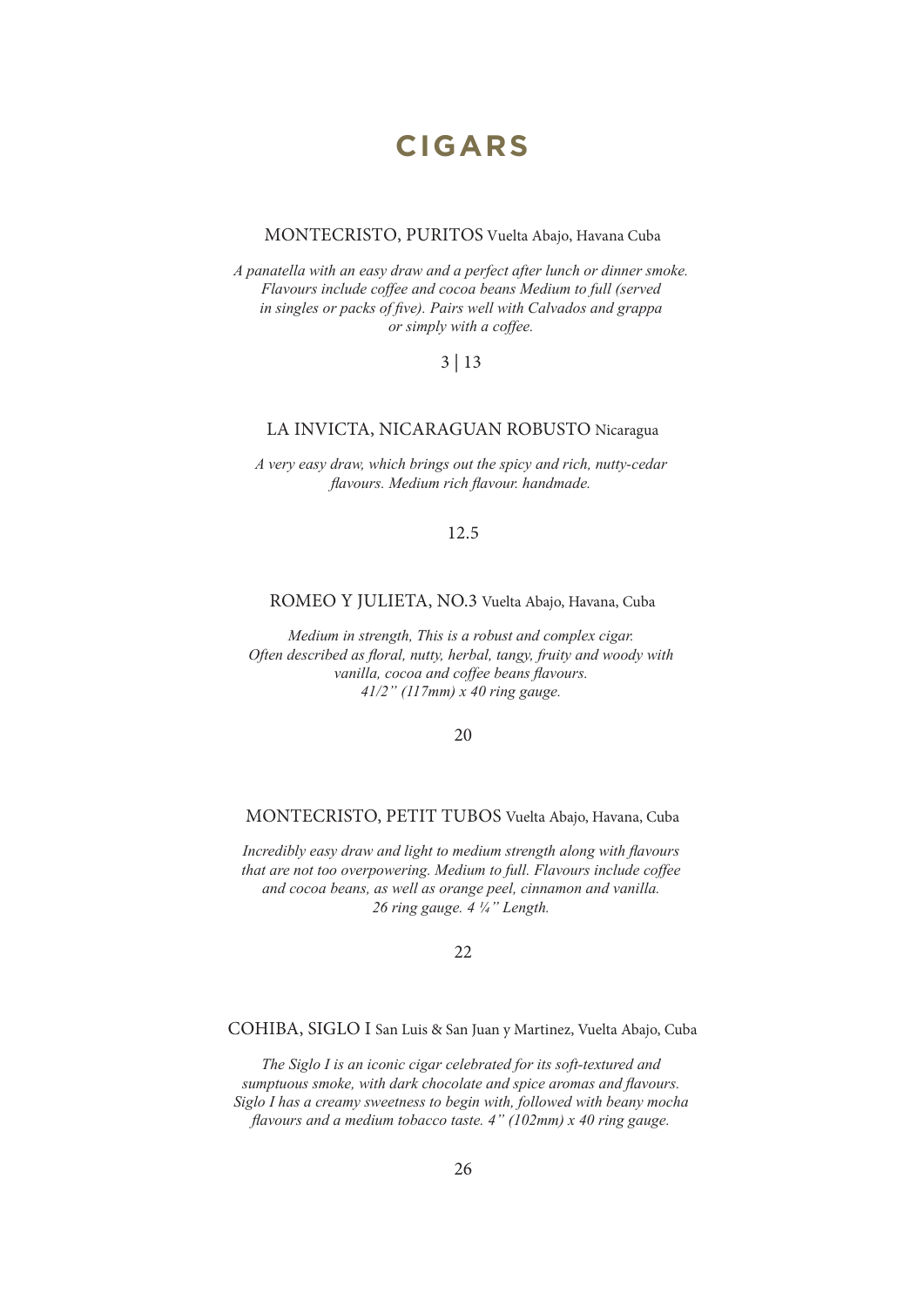# CIGARS

MONTECRISTO, PURITOS Vuelta Abajo, Havana Cuba

*A panatella with an easy draw and a perfect after lunch or dinner smoke. Flavours include coffee and cocoa beans Medium to full (served in singles or packs of five). Pairs well with Calvados and grappa or simply with a coffee.*

3 | 13

LA INVICTA, NICARAGUAN ROBUSTO Nicaragua

*A very easy draw, which brings out the spicy and rich, nutty-cedar flavours. Medium rich flavour. handmade.*

12.5

ROMEO Y JULIETA, NO.3 Vuelta Abajo, Havana, Cuba

*Medium in strength, This is a robust and complex cigar. Often described as floral, nutty, herbal, tangy, fruity and woody with vanilla, cocoa and coffee beans flavours. 41/2" (117mm) x 40 ring gauge.*

20

MONTECRISTO, PETIT TUBOS Vuelta Abajo, Havana, Cuba

*Incredibly easy draw and light to medium strength along with flavours that are not too overpowering. Medium to full. Flavours include coffee and cocoa beans, as well as orange peel, cinnamon and vanilla. 26 ring gauge. 4 ¼" Length.*

22

COHIBA, SIGLO I San Luis & San Juan y Martinez, Vuelta Abajo, Cuba

*The Siglo I is an iconic cigar celebrated for its soft-textured and sumptuous smoke, with dark chocolate and spice aromas and flavours. Siglo I has a creamy sweetness to begin with, followed with beany mocha flavours and a medium tobacco taste. 4" (102mm) x 40 ring gauge.*

26